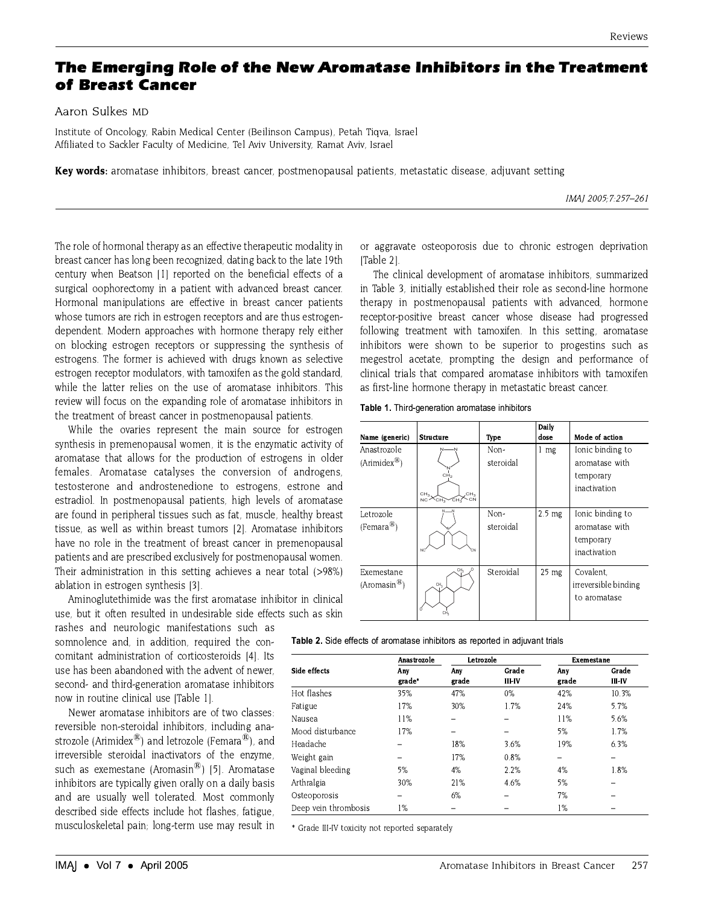# The Emerging Role of the New Aromatase Inhibitors in the Treatment of Breast Cancer

Aaron Sulkes MD

Institute of Oncology, Rabin Medical Center (Beilinson Campus), Petah Tiqva, Israel
Affiliated to Sackler Faculty of Medicine, Tel Aviv University, Ramat Aviv, Israel

**Key words:** aromatase inhibitors, breast cancer, postmenopausal patients, metastatic disease, adjuvant setting

The role of hormonal therapy as an effective therapeutic modality in breast cancer has long been recognized, dating back to the late 19th century when Beatson [1] reported on the beneficial effects of a surgical oophorectomy in a patient with advanced breast cancer. Hormonal manipulations are effective in breast cancer patients whose tumors are rich in estrogen receptors and are thus estrogen-dependent. Modern approaches with hormone therapy rely either on blocking estrogen receptors or suppressing the synthesis of estrogens. The former is achieved with drugs known as selective estrogen receptor modulators, with tamoxifen as the gold standard, while the latter relies on the use of aromatase inhibitors. This review will focus on the expanding role of aromatase inhibitors in the treatment of breast cancer in postmenopausal patients.

While the ovaries represent the main source for estrogen synthesis in premenopausal women, it is the enzymatic activity of aromatase that allows for the production of estrogens in older females. Aromatase catalyses the conversion of androgens, testosterone and androstenedione to estrogens, estrone and estradiol. In postmenopausal patients, high levels of aromatase are found in peripheral tissues such as fat, muscle, healthy breast tissue, as well as within breast tumors [2]. Aromatase inhibitors have no role in the treatment of breast cancer in premenopausal patients and are prescribed exclusively for postmenopausal women. Their administration in this setting achieves a near total (>98%) ablation in estrogen synthesis [3].

Aminoglutethimide was the first aromatase inhibitor in clinical use, but it often resulted in undesirable side effects such as skin rashes and neurologic manifestations such as somnolence and, in addition, required the concomitant administration of corticosteroids [4]. Its use has been abandoned with the advent of newer, second- and third-generation aromatase inhibitors now in routine clinical use [Table 1].

Newer aromatase inhibitors are of two classes: reversible non-steroidal inhibitors, including anastrozole (Arimidex®) and letrozole (Femara®), and irreversible steroidal inactivators of the enzyme, such as exemestane (Aromasin®) [5]. Aromatase inhibitors are typically given orally on a daily basis and are usually well tolerated. Most commonly described side effects include hot flashes, fatigue, musculoskeletal pain; long-term use may result in or aggravate osteoporosis due to chronic estrogen deprivation [Table 2].

The clinical development of aromatase inhibitors, summarized in Table 3, initially established their role as second-line hormone therapy in postmenopausal patients with advanced, hormone receptor-positive breast cancer whose disease had progressed following treatment with tamoxifen. In this setting, aromatase inhibitors were shown to be superior to progestins such as megestrol acetate, prompting the design and performance of clinical trials that compared aromatase inhibitors with tamoxifen as first-line hormone therapy in metastatic breast cancer.

**Table 1.** Third-generation aromatase inhibitors

| Name (generic) | Structure | Type | Daily dose | Mode of action |
|---|---|---|---|---|
| Anastrozole (Arimidex®) | | Non-steroidal | 1 mg | Ionic binding to aromatase with temporary inactivation |
| Letrozole (Femara®) | | Non-steroidal | 2.5 mg | Ionic binding to aromatase with temporary inactivation |
| Exemestane (Aromasin®) | | Steroidal | 25 mg | Covalent, irreversible binding to aromatase |

**Table 2.** Side effects of aromatase inhibitors as reported in adjuvant trials

| Side effects | Anastrozole | Letrozole | | Exemestane | |
|---|---|---|---|---|---|
| | Any grade* | Any grade | Grade III-IV | Any grade | Grade III-IV |
| Hot flashes | 35% | 47% | 0% | 42% | 10.3% |
| Fatigue | 17% | 30% | 1.7% | 24% | 5.7% |
| Nausea | 11% | – | – | 11% | 5.6% |
| Mood disturbance | 17% | – | – | 5% | 1.7% |
| Headache | – | 18% | 3.6% | 19% | 6.3% |
| Weight gain | – | 17% | 0.8% | – | – |
| Vaginal bleeding | 5% | 4% | 2.2% | 4% | 1.8% |
| Arthralgia | 30% | 21% | 4.6% | 5% | – |
| Osteoporosis | – | 6% | – | 7% | – |
| Deep vein thrombosis | 1% | – | – | 1% | – |

\* Grade III-IV toxicity not reported separately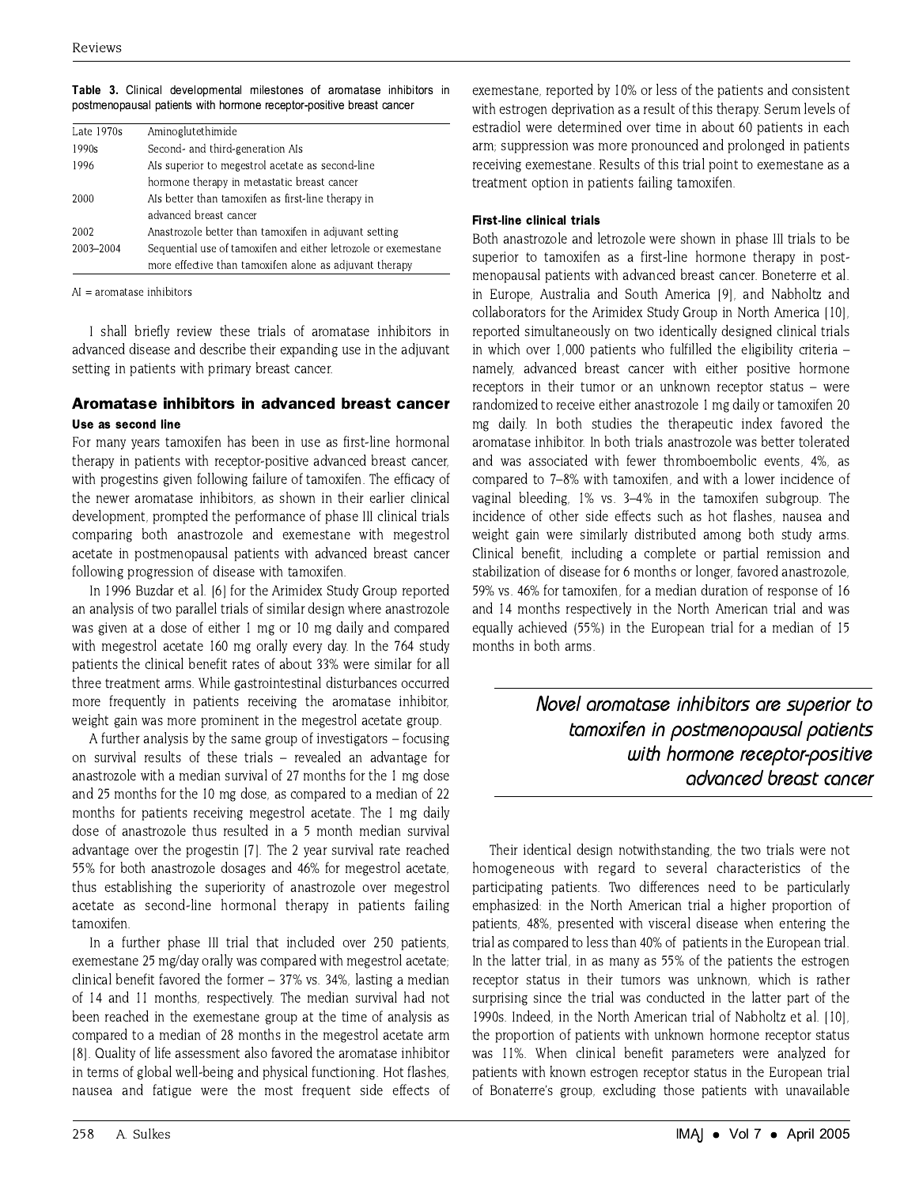**Table 3.** Clinical developmental milestones of aromatase inhibitors in postmenopausal patients with hormone receptor-positive breast cancer

| | |
|---|---|
| Late 1970s | Aminoglutethimide |
| 1990s | Second- and third-generation AIs |
| 1996 | AIs superior to megestrol acetate as second-line hormone therapy in metastatic breast cancer |
| 2000 | AIs better than tamoxifen as first-line therapy in advanced breast cancer |
| 2002 | Anastrozole better than tamoxifen in adjuvant setting |
| 2003–2004 | Sequential use of tamoxifen and either letrozole or exemestane more effective than tamoxifen alone as adjuvant therapy |

AI = aromatase inhibitors

I shall briefly review these trials of aromatase inhibitors in advanced disease and describe their expanding use in the adjuvant setting in patients with primary breast cancer.

## Aromatase inhibitors in advanced breast cancer

### Use as second line

For many years tamoxifen has been in use as first-line hormonal therapy in patients with receptor-positive advanced breast cancer, with progestins given following failure of tamoxifen. The efficacy of the newer aromatase inhibitors, as shown in their earlier clinical development, prompted the performance of phase III clinical trials comparing both anastrozole and exemestane with megestrol acetate in postmenopausal patients with advanced breast cancer following progression of disease with tamoxifen.

In 1996 Buzdar et al. [6] for the Arimidex Study Group reported an analysis of two parallel trials of similar design where anastrozole was given at a dose of either 1 mg or 10 mg daily and compared with megestrol acetate 160 mg orally every day. In the 764 study patients the clinical benefit rates of about 33% were similar for all three treatment arms. While gastrointestinal disturbances occurred more frequently in patients receiving the aromatase inhibitor, weight gain was more prominent in the megestrol acetate group.

A further analysis by the same group of investigators – focusing on survival results of these trials – revealed an advantage for anastrozole with a median survival of 27 months for the 1 mg dose and 25 months for the 10 mg dose, as compared to a median of 22 months for patients receiving megestrol acetate. The 1 mg daily dose of anastrozole thus resulted in a 5 month median survival advantage over the progestin [7]. The 2 year survival rate reached 55% for both anastrozole dosages and 46% for megestrol acetate, thus establishing the superiority of anastrozole over megestrol acetate as second-line hormonal therapy in patients failing tamoxifen.

In a further phase III trial that included over 250 patients, exemestane 25 mg/day orally was compared with megestrol acetate; clinical benefit favored the former – 37% vs. 34%, lasting a median of 14 and 11 months, respectively. The median survival had not been reached in the exemestane group at the time of analysis as compared to a median of 28 months in the megestrol acetate arm [8]. Quality of life assessment also favored the aromatase inhibitor in terms of global well-being and physical functioning. Hot flashes, nausea and fatigue were the most frequent side effects of exemestane, reported by 10% or less of the patients and consistent with estrogen deprivation as a result of this therapy. Serum levels of estradiol were determined over time in about 60 patients in each arm; suppression was more pronounced and prolonged in patients receiving exemestane. Results of this trial point to exemestane as a treatment option in patients failing tamoxifen.

### First-line clinical trials

Both anastrozole and letrozole were shown in phase III trials to be superior to tamoxifen as a first-line hormone therapy in postmenopausal patients with advanced breast cancer. Boneterre et al. in Europe, Australia and South America [9], and Nabholtz and collaborators for the Arimidex Study Group in North America [10], reported simultaneously on two identically designed clinical trials in which over 1,000 patients who fulfilled the eligibility criteria – namely, advanced breast cancer with either positive hormone receptors in their tumor or an unknown receptor status – were randomized to receive either anastrozole 1 mg daily or tamoxifen 20 mg daily. In both studies the therapeutic index favored the aromatase inhibitor. In both trials anastrozole was better tolerated and was associated with fewer thromboembolic events, 4%, as compared to 7–8% with tamoxifen, and with a lower incidence of vaginal bleeding, 1% vs. 3–4% in the tamoxifen subgroup. The incidence of other side effects such as hot flashes, nausea and weight gain were similarly distributed among both study arms. Clinical benefit, including a complete or partial remission and stabilization of disease for 6 months or longer, favored anastrozole, 59% vs. 46% for tamoxifen, for a median duration of response of 16 and 14 months respectively in the North American trial and was equally achieved (55%) in the European trial for a median of 15 months in both arms.

> *Novel aromatase inhibitors are superior to tamoxifen in postmenopausal patients with hormone receptor-positive advanced breast cancer*

Their identical design notwithstanding, the two trials were not homogeneous with regard to several characteristics of the participating patients. Two differences need to be particularly emphasized: in the North American trial a higher proportion of patients, 48%, presented with visceral disease when entering the trial as compared to less than 40% of patients in the European trial. In the latter trial, in as many as 55% of the patients the estrogen receptor status in their tumors was unknown, which is rather surprising since the trial was conducted in the latter part of the 1990s. Indeed, in the North American trial of Nabholtz et al. [10], the proportion of patients with unknown hormone receptor status was 11%. When clinical benefit parameters were analyzed for patients with known estrogen receptor status in the European trial of Bonaterre's group, excluding those patients with unavailable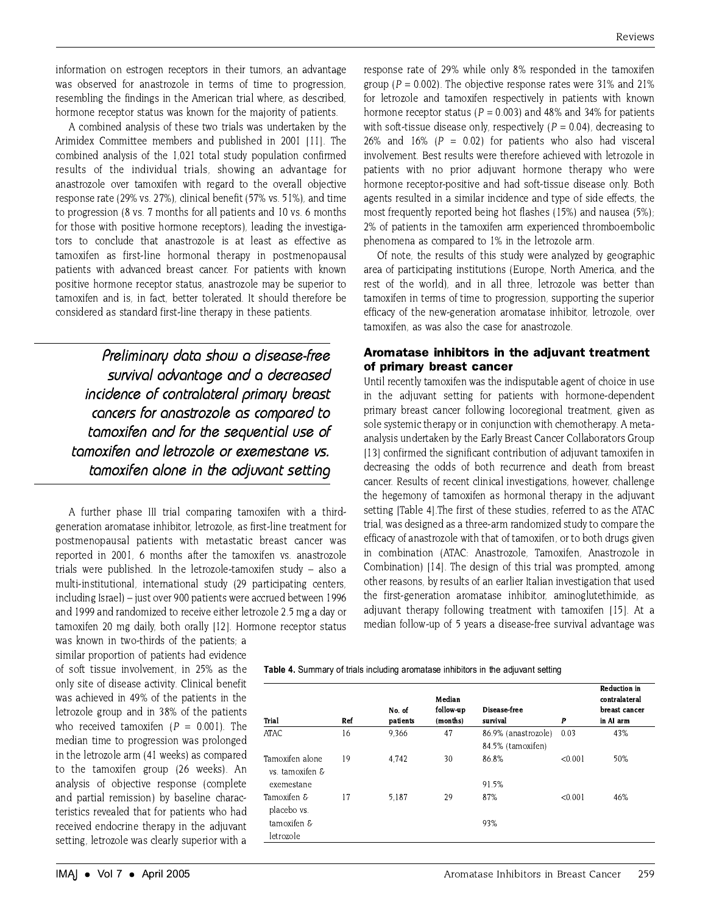information on estrogen receptors in their tumors, an advantage was observed for anastrozole in terms of time to progression, resembling the findings in the American trial where, as described, hormone receptor status was known for the majority of patients.

A combined analysis of these two trials was undertaken by the Arimidex Committee members and published in 2001 [11]. The combined analysis of the 1,021 total study population confirmed results of the individual trials, showing an advantage for anastrozole over tamoxifen with regard to the overall objective response rate (29% vs. 27%), clinical benefit (57% vs. 51%), and time to progression (8 vs. 7 months for all patients and 10 vs. 6 months for those with positive hormone receptors), leading the investigators to conclude that anastrozole is at least as effective as tamoxifen as first-line hormonal therapy in postmenopausal patients with advanced breast cancer. For patients with known positive hormone receptor status, anastrozole may be superior to tamoxifen and is, in fact, better tolerated. It should therefore be considered as standard first-line therapy in these patients.

> *Preliminary data show a disease-free survival advantage and a decreased incidence of contralateral primary breast cancers for anastrozole as compared to tamoxifen and for the sequential use of tamoxifen and letrozole or exemestane vs. tamoxifen alone in the adjuvant setting*

A further phase III trial comparing tamoxifen with a third-generation aromatase inhibitor, letrozole, as first-line treatment for postmenopausal patients with metastatic breast cancer was reported in 2001, 6 months after the tamoxifen vs. anastrozole trials were published. In the letrozole-tamoxifen study – also a multi-institutional, international study (29 participating centers, including Israel) – just over 900 patients were accrued between 1996 and 1999 and randomized to receive either letrozole 2.5 mg a day or tamoxifen 20 mg daily, both orally [12]. Hormone receptor status was known in two-thirds of the patients; a similar proportion of patients had evidence of soft tissue involvement, in 25% as the only site of disease activity. Clinical benefit was achieved in 49% of the patients in the letrozole group and in 38% of the patients who received tamoxifen ($P = 0.001$). The median time to progression was prolonged in the letrozole arm (41 weeks) as compared to the tamoxifen group (26 weeks). An analysis of objective response (complete and partial remission) by baseline characteristics revealed that for patients who had received endocrine therapy in the adjuvant setting, letrozole was clearly superior with a response rate of 29% while only 8% responded in the tamoxifen group ($P = 0.002$). The objective response rates were 31% and 21% for letrozole and tamoxifen respectively in patients with known hormone receptor status ($P = 0.003$) and 48% and 34% for patients with soft-tissue disease only, respectively ($P = 0.04$), decreasing to 26% and 16% ($P = 0.02$) for patients who also had visceral involvement. Best results were therefore achieved with letrozole in patients with no prior adjuvant hormone therapy who were hormone receptor-positive and had soft-tissue disease only. Both agents resulted in a similar incidence and type of side effects, the most frequently reported being hot flashes (15%) and nausea (5%); 2% of patients in the tamoxifen arm experienced thromboembolic phenomena as compared to 1% in the letrozole arm.

Of note, the results of this study were analyzed by geographic area of participating institutions (Europe, North America, and the rest of the world), and in all three, letrozole was better than tamoxifen in terms of time to progression, supporting the superior efficacy of the new-generation aromatase inhibitor, letrozole, over tamoxifen, as was also the case for anastrozole.

## Aromatase inhibitors in the adjuvant treatment of primary breast cancer

Until recently tamoxifen was the indisputable agent of choice in use in the adjuvant setting for patients with hormone-dependent primary breast cancer following locoregional treatment, given as sole systemic therapy or in conjunction with chemotherapy. A meta-analysis undertaken by the Early Breast Cancer Collaborators Group [13] confirmed the significant contribution of adjuvant tamoxifen in decreasing the odds of both recurrence and death from breast cancer. Results of recent clinical investigations, however, challenge the hegemony of tamoxifen as hormonal therapy in the adjuvant setting [Table 4].The first of these studies, referred to as the ATAC trial, was designed as a three-arm randomized study to compare the efficacy of anastrozole with that of tamoxifen, or to both drugs given in combination (ATAC: Anastrozole, Tamoxifen, Anastrozole in Combination) [14]. The design of this trial was prompted, among other reasons, by results of an earlier Italian investigation that used the first-generation aromatase inhibitor, aminoglutethimide, as adjuvant therapy following treatment with tamoxifen [15]. At a median follow-up of 5 years a disease-free survival advantage was

**Table 4.** Summary of trials including aromatase inhibitors in the adjuvant setting

| Trial | Ref | No. of patients | Median follow-up (months) | Disease-free survival | P | Reduction in contralateral breast cancer in AI arm |
|---|---|---|---|---|---|---|
| ATAC | 16 | 9,366 | 47 | 86.9% (anastrozole) 84.5% (tamoxifen) | 0.03 | 43% |
| Tamoxifen alone vs. tamoxifen & exemestane | 19 | 4,742 | 30 | 86.8% 91.5% | <0.001 | 50% |
| Tamoxifen & placebo vs. tamoxifen & letrozole | 17 | 5,187 | 29 | 87% 93% | <0.001 | 46% |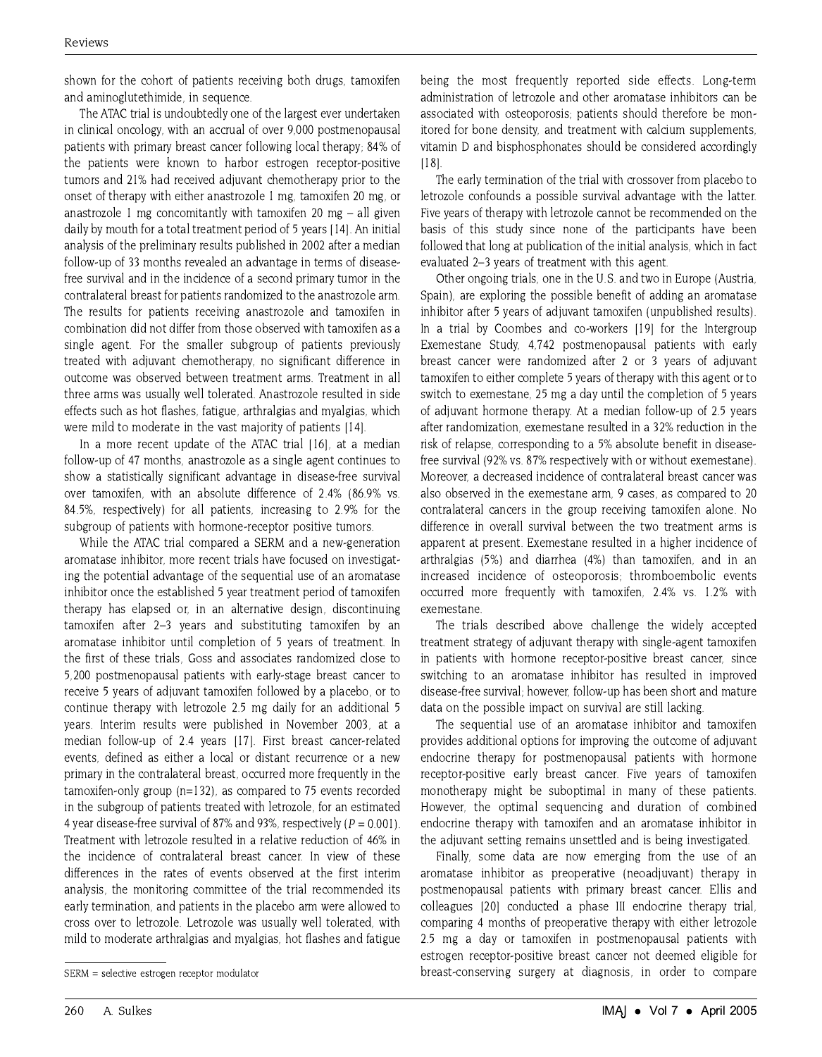shown for the cohort of patients receiving both drugs, tamoxifen and aminoglutethimide, in sequence.

The ATAC trial is undoubtedly one of the largest ever undertaken in clinical oncology, with an accrual of over 9,000 postmenopausal patients with primary breast cancer following local therapy; 84% of the patients were known to harbor estrogen receptor-positive tumors and 21% had received adjuvant chemotherapy prior to the onset of therapy with either anastrozole 1 mg, tamoxifen 20 mg, or anastrozole 1 mg concomitantly with tamoxifen 20 mg – all given daily by mouth for a total treatment period of 5 years [14]. An initial analysis of the preliminary results published in 2002 after a median follow-up of 33 months revealed an advantage in terms of disease-free survival and in the incidence of a second primary tumor in the contralateral breast for patients randomized to the anastrozole arm. The results for patients receiving anastrozole and tamoxifen in combination did not differ from those observed with tamoxifen as a single agent. For the smaller subgroup of patients previously treated with adjuvant chemotherapy, no significant difference in outcome was observed between treatment arms. Treatment in all three arms was usually well tolerated. Anastrozole resulted in side effects such as hot flashes, fatigue, arthralgias and myalgias, which were mild to moderate in the vast majority of patients [14].

In a more recent update of the ATAC trial [16], at a median follow-up of 47 months, anastrozole as a single agent continues to show a statistically significant advantage in disease-free survival over tamoxifen, with an absolute difference of 2.4% (86.9% vs. 84.5%, respectively) for all patients, increasing to 2.9% for the subgroup of patients with hormone-receptor positive tumors.

While the ATAC trial compared a SERM and a new-generation aromatase inhibitor, more recent trials have focused on investigating the potential advantage of the sequential use of an aromatase inhibitor once the established 5 year treatment period of tamoxifen therapy has elapsed or, in an alternative design, discontinuing tamoxifen after 2–3 years and substituting tamoxifen by an aromatase inhibitor until completion of 5 years of treatment. In the first of these trials, Goss and associates randomized close to 5,200 postmenopausal patients with early-stage breast cancer to receive 5 years of adjuvant tamoxifen followed by a placebo, or to continue therapy with letrozole 2.5 mg daily for an additional 5 years. Interim results were published in November 2003, at a median follow-up of 2.4 years [17]. First breast cancer-related events, defined as either a local or distant recurrence or a new primary in the contralateral breast, occurred more frequently in the tamoxifen-only group (n=132), as compared to 75 events recorded in the subgroup of patients treated with letrozole, for an estimated 4 year disease-free survival of 87% and 93%, respectively ($P = 0.001$). Treatment with letrozole resulted in a relative reduction of 46% in the incidence of contralateral breast cancer. In view of these differences in the rates of events observed at the first interim analysis, the monitoring committee of the trial recommended its early termination, and patients in the placebo arm were allowed to cross over to letrozole. Letrozole was usually well tolerated, with mild to moderate arthralgias and myalgias, hot flashes and fatigue being the most frequently reported side effects. Long-term administration of letrozole and other aromatase inhibitors can be associated with osteoporosis; patients should therefore be monitored for bone density, and treatment with calcium supplements, vitamin D and bisphosphonates should be considered accordingly [18].

The early termination of the trial with crossover from placebo to letrozole confounds a possible survival advantage with the latter. Five years of therapy with letrozole cannot be recommended on the basis of this study since none of the participants have been followed that long at publication of the initial analysis, which in fact evaluated 2–3 years of treatment with this agent.

Other ongoing trials, one in the U.S. and two in Europe (Austria, Spain), are exploring the possible benefit of adding an aromatase inhibitor after 5 years of adjuvant tamoxifen (unpublished results). In a trial by Coombes and co-workers [19] for the Intergroup Exemestane Study, 4,742 postmenopausal patients with early breast cancer were randomized after 2 or 3 years of adjuvant tamoxifen to either complete 5 years of therapy with this agent or to switch to exemestane, 25 mg a day until the completion of 5 years of adjuvant hormone therapy. At a median follow-up of 2.5 years after randomization, exemestane resulted in a 32% reduction in the risk of relapse, corresponding to a 5% absolute benefit in disease-free survival (92% vs. 87% respectively with or without exemestane). Moreover, a decreased incidence of contralateral breast cancer was also observed in the exemestane arm, 9 cases, as compared to 20 contralateral cancers in the group receiving tamoxifen alone. No difference in overall survival between the two treatment arms is apparent at present. Exemestane resulted in a higher incidence of arthralgias (5%) and diarrhea (4%) than tamoxifen, and in an increased incidence of osteoporosis; thromboembolic events occurred more frequently with tamoxifen, 2.4% vs. 1.2% with exemestane.

The trials described above challenge the widely accepted treatment strategy of adjuvant therapy with single-agent tamoxifen in patients with hormone receptor-positive breast cancer, since switching to an aromatase inhibitor has resulted in improved disease-free survival; however, follow-up has been short and mature data on the possible impact on survival are still lacking.

The sequential use of an aromatase inhibitor and tamoxifen provides additional options for improving the outcome of adjuvant endocrine therapy for postmenopausal patients with hormone receptor-positive early breast cancer. Five years of tamoxifen monotherapy might be suboptimal in many of these patients. However, the optimal sequencing and duration of combined endocrine therapy with tamoxifen and an aromatase inhibitor in the adjuvant setting remains unsettled and is being investigated.

Finally, some data are now emerging from the use of an aromatase inhibitor as preoperative (neoadjuvant) therapy in postmenopausal patients with primary breast cancer. Ellis and colleagues [20] conducted a phase III endocrine therapy trial, comparing 4 months of preoperative therapy with either letrozole 2.5 mg a day or tamoxifen in postmenopausal patients with estrogen receptor-positive breast cancer not deemed eligible for breast-conserving surgery at diagnosis, in order to compare

SERM = selective estrogen receptor modulator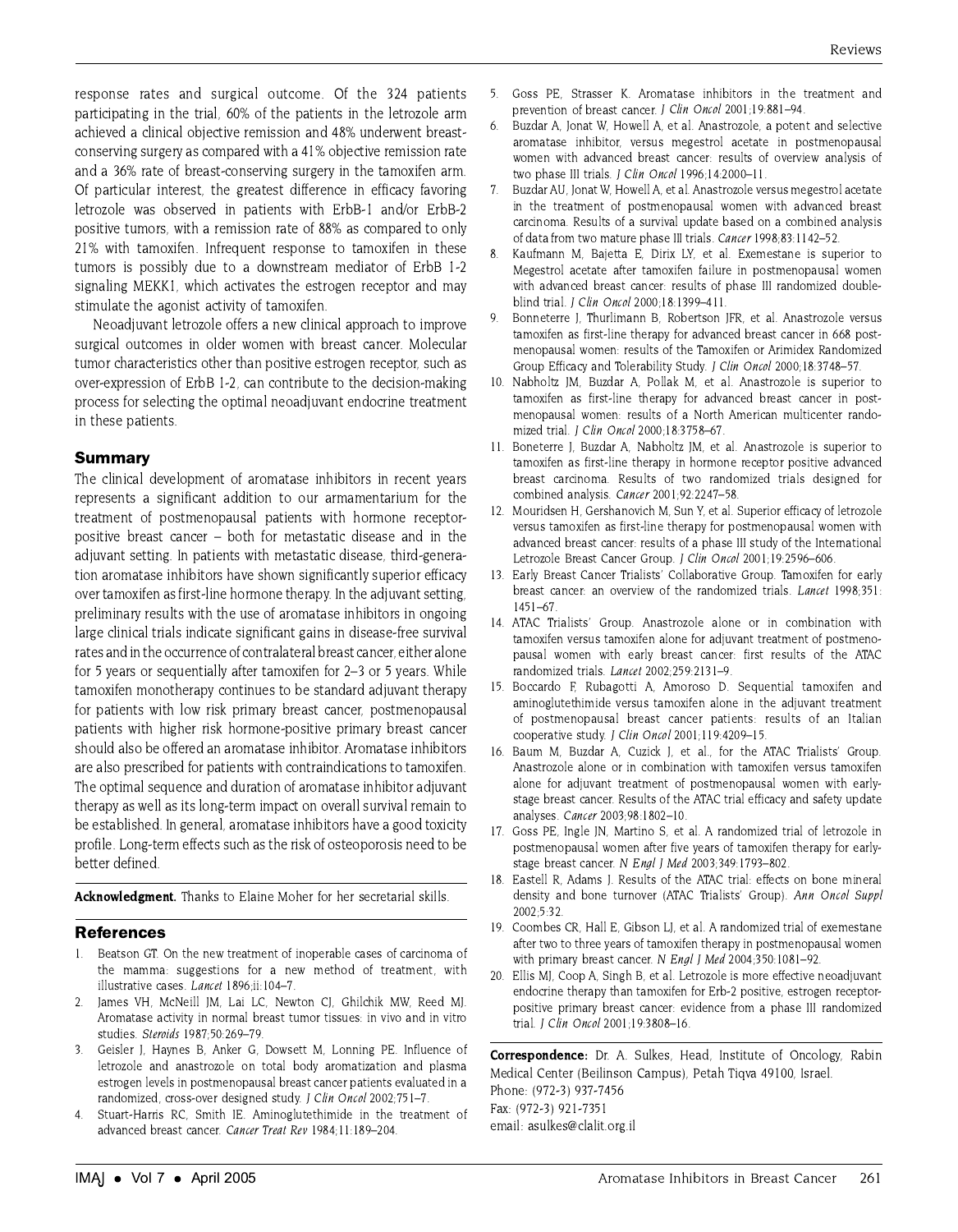response rates and surgical outcome. Of the 324 patients participating in the trial, 60% of the patients in the letrozole arm achieved a clinical objective remission and 48% underwent breast-conserving surgery as compared with a 41% objective remission rate and a 36% rate of breast-conserving surgery in the tamoxifen arm. Of particular interest, the greatest difference in efficacy favoring letrozole was observed in patients with ErbB-1 and/or ErbB-2 positive tumors, with a remission rate of 88% as compared to only 21% with tamoxifen. Infrequent response to tamoxifen in these tumors is possibly due to a downstream mediator of ErbB 1-2 signaling MEKK1, which activates the estrogen receptor and may stimulate the agonist activity of tamoxifen.

Neoadjuvant letrozole offers a new clinical approach to improve surgical outcomes in older women with breast cancer. Molecular tumor characteristics other than positive estrogen receptor, such as over-expression of ErbB 1-2, can contribute to the decision-making process for selecting the optimal neoadjuvant endocrine treatment in these patients.

## Summary

The clinical development of aromatase inhibitors in recent years represents a significant addition to our armamentarium for the treatment of postmenopausal patients with hormone receptor-positive breast cancer – both for metastatic disease and in the adjuvant setting. In patients with metastatic disease, third-generation aromatase inhibitors have shown significantly superior efficacy over tamoxifen as first-line hormone therapy. In the adjuvant setting, preliminary results with the use of aromatase inhibitors in ongoing large clinical trials indicate significant gains in disease-free survival rates and in the occurrence of contralateral breast cancer, either alone for 5 years or sequentially after tamoxifen for 2–3 or 5 years. While tamoxifen monotherapy continues to be standard adjuvant therapy for patients with low risk primary breast cancer, postmenopausal patients with higher risk hormone-positive primary breast cancer should also be offered an aromatase inhibitor. Aromatase inhibitors are also prescribed for patients with contraindications to tamoxifen. The optimal sequence and duration of aromatase inhibitor adjuvant therapy as well as its long-term impact on overall survival remain to be established. In general, aromatase inhibitors have a good toxicity profile. Long-term effects such as the risk of osteoporosis need to be better defined.

**Acknowledgment.** Thanks to Elaine Moher for her secretarial skills.

## References

1. Beatson GT. On the new treatment of inoperable cases of carcinoma of the mamma: suggestions for a new method of treatment, with illustrative cases. *Lancet* 1896;ii:104–7.
2. James VH, McNeill JM, Lai LC, Newton CJ, Ghilchik MW, Reed MJ. Aromatase activity in normal breast tumor tissues: in vivo and in vitro studies. *Steroids* 1987;50:269–79.
3. Geisler J, Haynes B, Anker G, Dowsett M, Lonning PE. Influence of letrozole and anastrozole on total body aromatization and plasma estrogen levels in postmenopausal breast cancer patients evaluated in a randomized, cross-over designed study. *J Clin Oncol* 2002;751–7.
4. Stuart-Harris RC, Smith IE. Aminoglutethimide in the treatment of advanced breast cancer. *Cancer Treat Rev* 1984;11:189–204.
5. Goss PE, Strasser K. Aromatase inhibitors in the treatment and prevention of breast cancer. *J Clin Oncol* 2001;19:881–94.
6. Buzdar A, Jonat W, Howell A, et al. Anastrozole, a potent and selective aromatase inhibitor, versus megestrol acetate in postmenopausal women with advanced breast cancer: results of overview analysis of two phase III trials. *J Clin Oncol* 1996;14:2000–11.
7. Buzdar AU, Jonat W, Howell A, et al. Anastrozole versus megestrol acetate in the treatment of postmenopausal women with advanced breast carcinoma. Results of a survival update based on a combined analysis of data from two mature phase III trials. *Cancer* 1998;83:1142–52.
8. Kaufmann M, Bajetta E, Dirix LY, et al. Exemestane is superior to Megestrol acetate after tamoxifen failure in postmenopausal women with advanced breast cancer: results of phase III randomized double-blind trial. *J Clin Oncol* 2000;18:1399–411.
9. Bonneterre J, Thurlimann B, Robertson JFR, et al. Anastrozole versus tamoxifen as first-line therapy for advanced breast cancer in 668 post-menopausal women: results of the Tamoxifen or Arimidex Randomized Group Efficacy and Tolerability Study. *J Clin Oncol* 2000;18:3748–57.
10. Nabholtz JM, Buzdar A, Pollak M, et al. Anastrozole is superior to tamoxifen as first-line therapy for advanced breast cancer in post-menopausal women: results of a North American multicenter randomized trial. *J Clin Oncol* 2000;18:3758–67.
11. Boneterre J, Buzdar A, Nabholtz JM, et al. Anastrozole is superior to tamoxifen as first-line therapy in hormone receptor positive advanced breast carcinoma. Results of two randomized trials designed for combined analysis. *Cancer* 2001;92:2247–58.
12. Mouridsen H, Gershanovich M, Sun Y, et al. Superior efficacy of letrozole versus tamoxifen as first-line therapy for postmenopausal women with advanced breast cancer: results of a phase III study of the International Letrozole Breast Cancer Group. *J Clin Oncol* 2001;19:2596–606.
13. Early Breast Cancer Trialists' Collaborative Group. Tamoxifen for early breast cancer: an overview of the randomized trials. *Lancet* 1998;351:1451–67.
14. ATAC Trialists' Group. Anastrozole alone or in combination with tamoxifen versus tamoxifen alone for adjuvant treatment of postmenopausal women with early breast cancer: first results of the ATAC randomized trials. *Lancet* 2002;259:2131–9.
15. Boccardo F, Rubagotti A, Amoroso D. Sequential tamoxifen and aminoglutethimide versus tamoxifen alone in the adjuvant treatment of postmenopausal breast cancer patients: results of an Italian cooperative study. *J Clin Oncol* 2001;119:4209–15.
16. Baum M, Buzdar A, Cuzick J, et al., for the ATAC Trialists' Group. Anastrozole alone or in combination with tamoxifen versus tamoxifen alone for adjuvant treatment of postmenopausal women with early-stage breast cancer. Results of the ATAC trial efficacy and safety update analyses. *Cancer* 2003;98:1802–10.
17. Goss PE, Ingle JN, Martino S, et al. A randomized trial of letrozole in postmenopausal women after five years of tamoxifen therapy for early-stage breast cancer. *N Engl J Med* 2003;349:1793–802.
18. Eastell R, Adams J. Results of the ATAC trial: effects on bone mineral density and bone turnover (ATAC Trialists' Group). *Ann Oncol Suppl* 2002;5:32.
19. Coombes CR, Hall E, Gibson LJ, et al. A randomized trial of exemestane after two to three years of tamoxifen therapy in postmenopausal women with primary breast cancer. *N Engl J Med* 2004;350:1081–92.
20. Ellis MJ, Coop A, Singh B, et al. Letrozole is more effective neoadjuvant endocrine therapy than tamoxifen for Erb-2 positive, estrogen receptor-positive primary breast cancer: evidence from a phase III randomized trial. *J Clin Oncol* 2001;19:3808–16.

**Correspondence:** Dr. A. Sulkes, Head, Institute of Oncology, Rabin Medical Center (Beilinson Campus), Petah Tiqva 49100, Israel.
Phone: (972-3) 937-7456
Fax: (972-3) 921-7351
email: asulkes@clalit.org.il